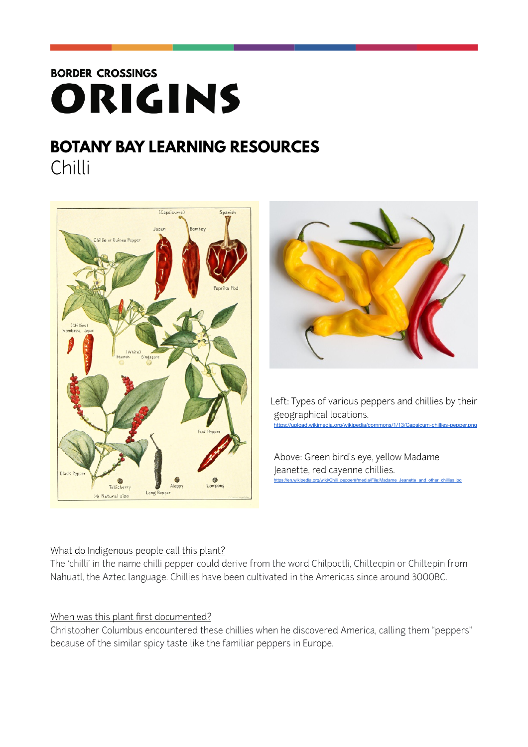BORDER CROSSINGS

# ORIGINS

## BOTANY BAY LEARNING RESOURCES

Chilli

Left: Types of various peppers and chillies by their geographical locations.
https://upload.wikimedia.org/wikipedia/commons/1/13/Capsicum-chillies-pepper.png

Above: Green bird's eye, yellow Madame Jeanette, red cayenne chillies.
https://en.wikipedia.org/wiki/Chili_pepper#/media/File:Madame_Jeanette_and_other_chillies.jpg

<u>What do Indigenous people call this plant?</u>

The 'chilli' in the name chilli pepper could derive from the word Chilpoctli, Chiltecpin or Chiltepin from Nahuatl, the Aztec language. Chillies have been cultivated in the Americas since around 3000BC.

<u>When was this plant first documented?</u>

Christopher Columbus encountered these chillies when he discovered America, calling them "peppers" because of the similar spicy taste like the familiar peppers in Europe.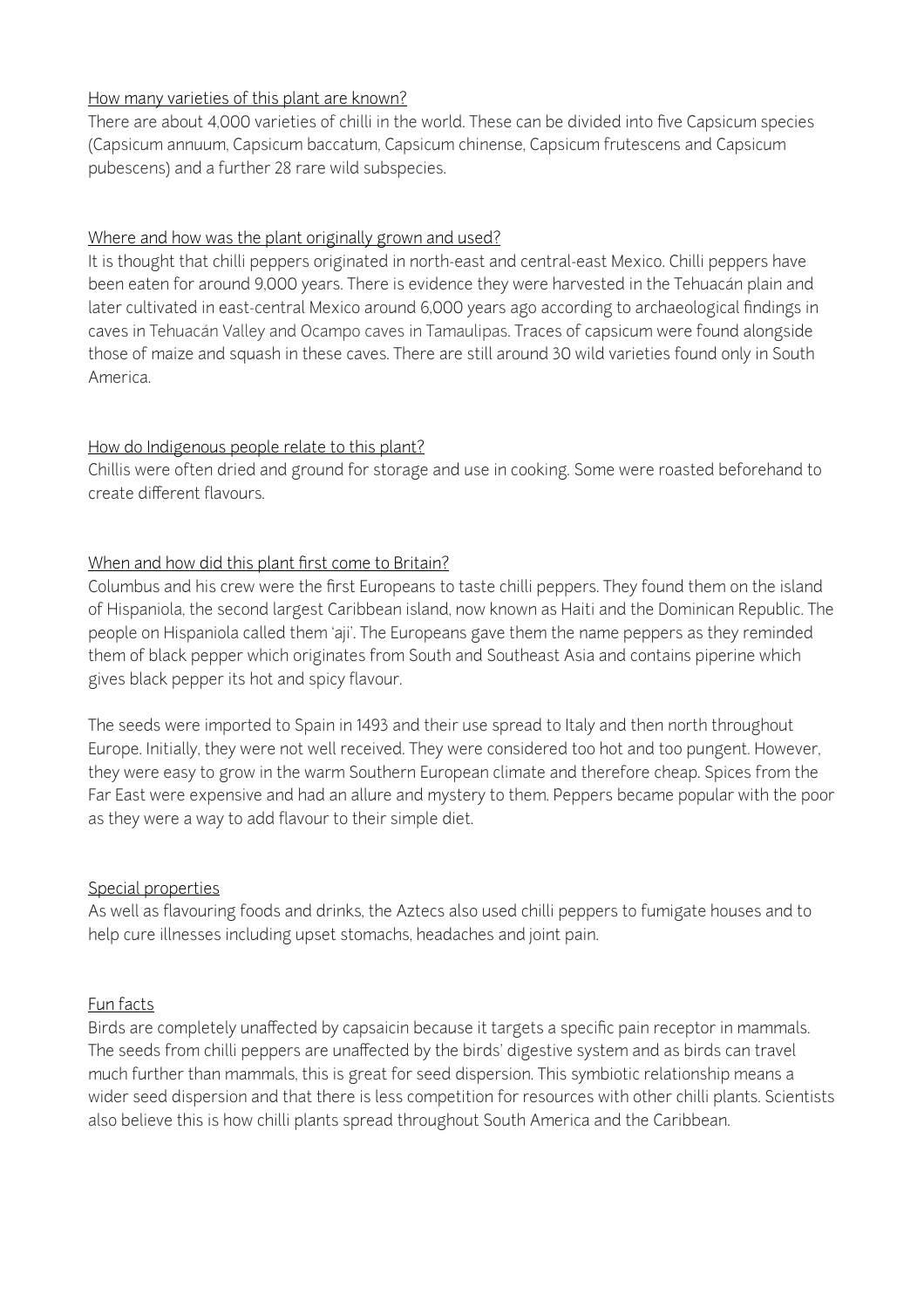<u>How many varieties of this plant are known?</u>

There are about 4,000 varieties of chilli in the world. These can be divided into five Capsicum species (Capsicum annuum, Capsicum baccatum, Capsicum chinense, Capsicum frutescens and Capsicum pubescens) and a further 28 rare wild subspecies.

<u>Where and how was the plant originally grown and used?</u>

It is thought that chilli peppers originated in north-east and central-east Mexico. Chilli peppers have been eaten for around 9,000 years. There is evidence they were harvested in the Tehuacán plain and later cultivated in east-central Mexico around 6,000 years ago according to archaeological findings in caves in Tehuacán Valley and Ocampo caves in Tamaulipas. Traces of capsicum were found alongside those of maize and squash in these caves. There are still around 30 wild varieties found only in South America.

<u>How do Indigenous people relate to this plant?</u>

Chillis were often dried and ground for storage and use in cooking. Some were roasted beforehand to create different flavours.

<u>When and how did this plant first come to Britain?</u>

Columbus and his crew were the first Europeans to taste chilli peppers. They found them on the island of Hispaniola, the second largest Caribbean island, now known as Haiti and the Dominican Republic. The people on Hispaniola called them 'aji'. The Europeans gave them the name peppers as they reminded them of black pepper which originates from South and Southeast Asia and contains piperine which gives black pepper its hot and spicy flavour.

The seeds were imported to Spain in 1493 and their use spread to Italy and then north throughout Europe. Initially, they were not well received. They were considered too hot and too pungent. However, they were easy to grow in the warm Southern European climate and therefore cheap. Spices from the Far East were expensive and had an allure and mystery to them. Peppers became popular with the poor as they were a way to add flavour to their simple diet.

<u>Special properties</u>

As well as flavouring foods and drinks, the Aztecs also used chilli peppers to fumigate houses and to help cure illnesses including upset stomachs, headaches and joint pain.

<u>Fun facts</u>

Birds are completely unaffected by capsaicin because it targets a specific pain receptor in mammals. The seeds from chilli peppers are unaffected by the birds' digestive system and as birds can travel much further than mammals, this is great for seed dispersion. This symbiotic relationship means a wider seed dispersion and that there is less competition for resources with other chilli plants. Scientists also believe this is how chilli plants spread throughout South America and the Caribbean.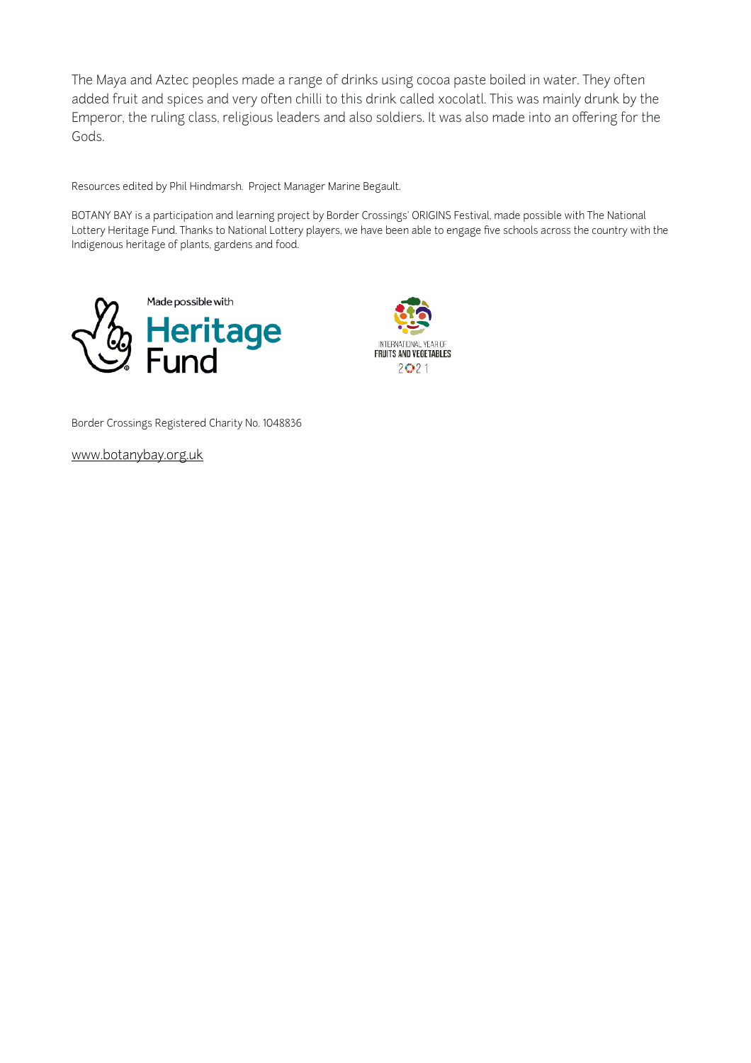The Maya and Aztec peoples made a range of drinks using cocoa paste boiled in water. They often added fruit and spices and very often chilli to this drink called xocolatl. This was mainly drunk by the Emperor, the ruling class, religious leaders and also soldiers. It was also made into an offering for the Gods.

Resources edited by Phil Hindmarsh. Project Manager Marine Begault.

BOTANY BAY is a participation and learning project by Border Crossings' ORIGINS Festival, made possible with The National Lottery Heritage Fund. Thanks to National Lottery players, we have been able to engage five schools across the country with the Indigenous heritage of plants, gardens and food.

Made possible with Heritage Fund

INTERNATIONAL YEAR OF FRUITS AND VEGETABLES 2021

Border Crossings Registered Charity No. 1048836

www.botanybay.org.uk